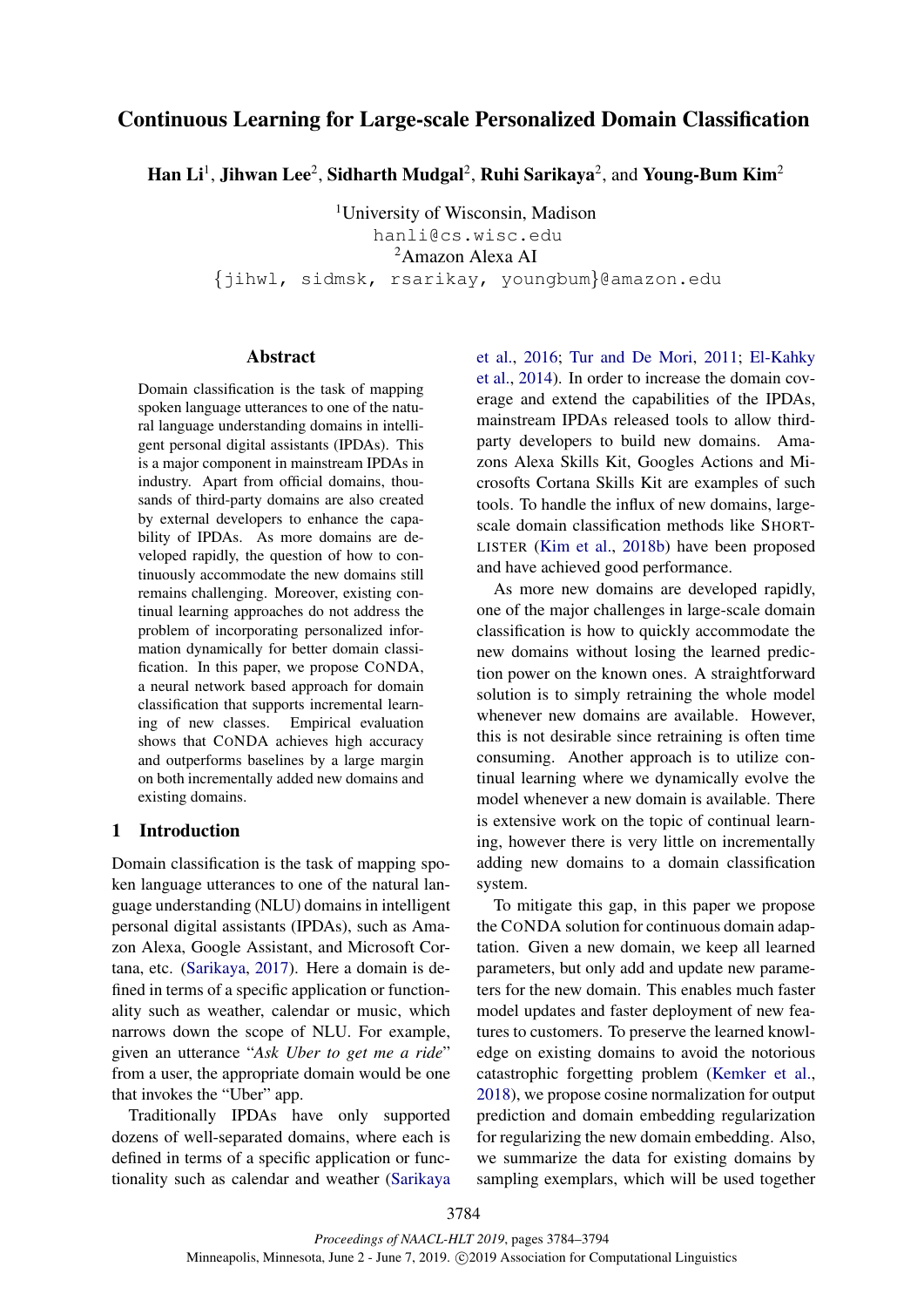# Continuous Learning for Large-scale Personalized Domain Classification

**Han Li**[1], **Jihwan Lee**[2], **Sidharth Mudgal**[2], **Ruhi Sarikaya**[2], and **Young-Bum Kim**[2]

[1]University of Wisconsin, Madison
hanli@cs.wisc.edu
[2]Amazon Alexa AI
{jihwl, sidmsk, rsarikay, youngbum}@amazon.edu

## Abstract

Domain classification is the task of mapping spoken language utterances to one of the natural language understanding domains in intelligent personal digital assistants (IPDAs). This is a major component in mainstream IPDAs in industry. Apart from official domains, thousands of third-party domains are also created by external developers to enhance the capability of IPDAs. As more domains are developed rapidly, the question of how to continuously accommodate the new domains still remains challenging. Moreover, existing continual learning approaches do not address the problem of incorporating personalized information dynamically for better domain classification. In this paper, we propose CONDA, a neural network based approach for domain classification that supports incremental learning of new classes. Empirical evaluation shows that CONDA achieves high accuracy and outperforms baselines by a large margin on both incrementally added new domains and existing domains.

## 1 Introduction

Domain classification is the task of mapping spoken language utterances to one of the natural language understanding (NLU) domains in intelligent personal digital assistants (IPDAs), such as Amazon Alexa, Google Assistant, and Microsoft Cortana, etc. (Sarikaya, 2017). Here a domain is defined in terms of a specific application or functionality such as weather, calendar or music, which narrows down the scope of NLU. For example, given an utterance "*Ask Uber to get me a ride*" from a user, the appropriate domain would be one that invokes the "Uber" app.

Traditionally IPDAs have only supported dozens of well-separated domains, where each is defined in terms of a specific application or functionality such as calendar and weather (Sarikaya et al., 2016; Tur and De Mori, 2011; El-Kahky et al., 2014). In order to increase the domain coverage and extend the capabilities of the IPDAs, mainstream IPDAs released tools to allow third-party developers to build new domains. Amazons Alexa Skills Kit, Googles Actions and Microsofts Cortana Skills Kit are examples of such tools. To handle the influx of new domains, large-scale domain classification methods like SHORTLISTER (Kim et al., 2018b) have been proposed and have achieved good performance.

As more new domains are developed rapidly, one of the major challenges in large-scale domain classification is how to quickly accommodate the new domains without losing the learned prediction power on the known ones. A straightforward solution is to simply retraining the whole model whenever new domains are available. However, this is not desirable since retraining is often time consuming. Another approach is to utilize continual learning where we dynamically evolve the model whenever a new domain is available. There is extensive work on the topic of continual learning, however there is very little on incrementally adding new domains to a domain classification system.

To mitigate this gap, in this paper we propose the CONDA solution for continuous domain adaptation. Given a new domain, we keep all learned parameters, but only add and update new parameters for the new domain. This enables much faster model updates and faster deployment of new features to customers. To preserve the learned knowledge on existing domains to avoid the notorious catastrophic forgetting problem (Kemker et al., 2018), we propose cosine normalization for output prediction and domain embedding regularization for regularizing the new domain embedding. Also, we summarize the data for existing domains by sampling exemplars, which will be used together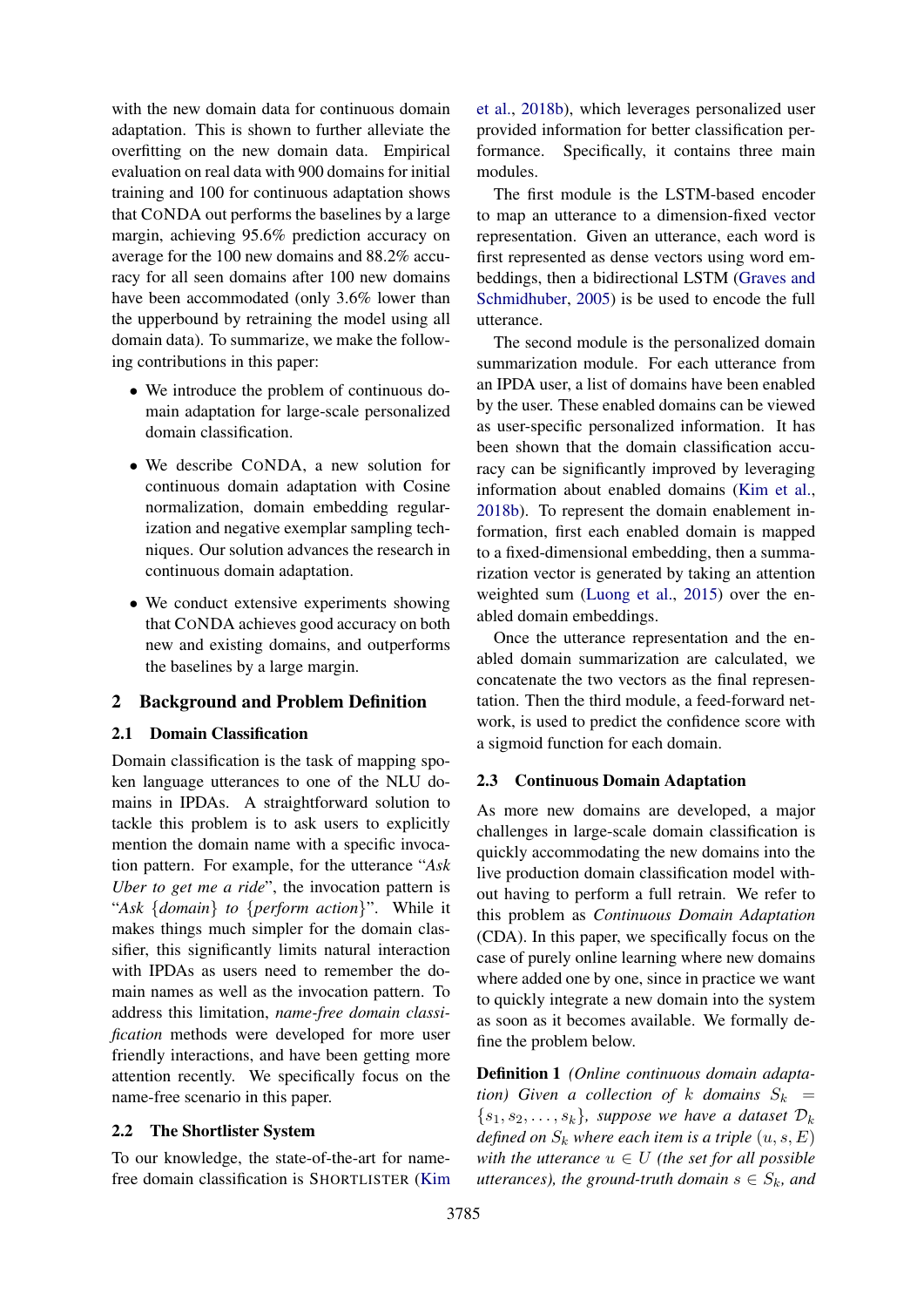with the new domain data for continuous domain adaptation. This is shown to further alleviate the overfitting on the new domain data. Empirical evaluation on real data with 900 domains for initial training and 100 for continuous adaptation shows that CoNDA out performs the baselines by a large margin, achieving 95.6% prediction accuracy on average for the 100 new domains and 88.2% accuracy for all seen domains after 100 new domains have been accommodated (only 3.6% lower than the upperbound by retraining the model using all domain data). To summarize, we make the following contributions in this paper:

- We introduce the problem of continuous domain adaptation for large-scale personalized domain classification.
- We describe CoNDA, a new solution for continuous domain adaptation with Cosine normalization, domain embedding regularization and negative exemplar sampling techniques. Our solution advances the research in continuous domain adaptation.
- We conduct extensive experiments showing that CoNDA achieves good accuracy on both new and existing domains, and outperforms the baselines by a large margin.

## 2 Background and Problem Definition

### 2.1 Domain Classification

Domain classification is the task of mapping spoken language utterances to one of the NLU domains in IPDAs. A straightforward solution to tackle this problem is to ask users to explicitly mention the domain name with a specific invocation pattern. For example, for the utterance "*Ask Uber to get me a ride*", the invocation pattern is "*Ask* {*domain*} *to* {*perform action*}". While it makes things much simpler for the domain classifier, this significantly limits natural interaction with IPDAs as users need to remember the domain names as well as the invocation pattern. To address this limitation, *name-free domain classification* methods were developed for more user friendly interactions, and have been getting more attention recently. We specifically focus on the name-free scenario in this paper.

### 2.2 The Shortlister System

To our knowledge, the state-of-the-art for name-free domain classification is SHORTLISTER (Kim et al., 2018b), which leverages personalized user provided information for better classification performance. Specifically, it contains three main modules.

The first module is the LSTM-based encoder to map an utterance to a dimension-fixed vector representation. Given an utterance, each word is first represented as dense vectors using word embeddings, then a bidirectional LSTM (Graves and Schmidhuber, 2005) is be used to encode the full utterance.

The second module is the personalized domain summarization module. For each utterance from an IPDA user, a list of domains have been enabled by the user. These enabled domains can be viewed as user-specific personalized information. It has been shown that the domain classification accuracy can be significantly improved by leveraging information about enabled domains (Kim et al., 2018b). To represent the domain enablement information, first each enabled domain is mapped to a fixed-dimensional embedding, then a summarization vector is generated by taking an attention weighted sum (Luong et al., 2015) over the enabled domain embeddings.

Once the utterance representation and the enabled domain summarization are calculated, we concatenate the two vectors as the final representation. Then the third module, a feed-forward network, is used to predict the confidence score with a sigmoid function for each domain.

### 2.3 Continuous Domain Adaptation

As more new domains are developed, a major challenges in large-scale domain classification is quickly accommodating the new domains into the live production domain classification model without having to perform a full retrain. We refer to this problem as *Continuous Domain Adaptation* (CDA). In this paper, we specifically focus on the case of purely online learning where new domains where added one by one, since in practice we want to quickly integrate a new domain into the system as soon as it becomes available. We formally define the problem below.

**Definition 1** *(Online continuous domain adaptation) Given a collection of $k$ domains $S_k = \{s_1, s_2, \ldots, s_k\}$, suppose we have a dataset $\mathcal{D}_k$ defined on $S_k$ where each item is a triple $(u, s, E)$ with the utterance $u \in U$ (the set for all possible utterances), the ground-truth domain $s \in S_k$, and*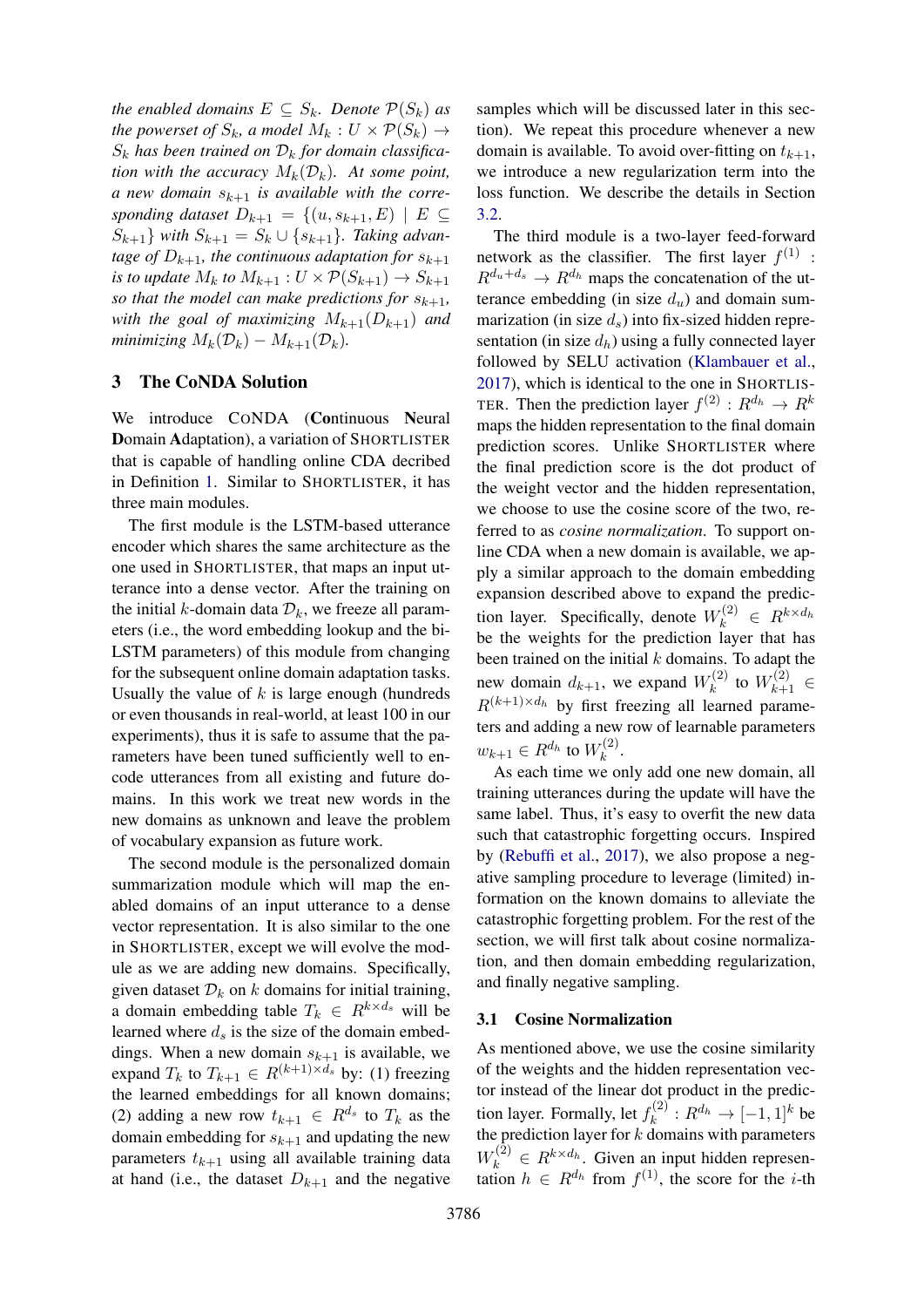*the enabled domains $E \subseteq S_k$. Denote $\mathcal{P}(S_k)$ as the powerset of $S_k$, a model $M_k : U \times \mathcal{P}(S_k) \rightarrow S_k$ has been trained on $\mathcal{D}_k$ for domain classification with the accuracy $M_k(\mathcal{D}_k)$. At some point, a new domain $s_{k+1}$ is available with the corresponding dataset $D_{k+1} = \{(u, s_{k+1}, E) \mid E \subseteq S_{k+1}\}$ with $S_{k+1} = S_k \cup \{s_{k+1}\}$. Taking advantage of $D_{k+1}$, the continuous adaptation for $s_{k+1}$ is to update $M_k$ to $M_{k+1} : U \times \mathcal{P}(S_{k+1}) \rightarrow S_{k+1}$ so that the model can make predictions for $s_{k+1}$, with the goal of maximizing $M_{k+1}(D_{k+1})$ and minimizing $M_k(\mathcal{D}_k) - M_{k+1}(\mathcal{D}_k)$.*

## 3 The CoNDA Solution

We introduce CoNDA (**Co**ntinuous **N**eural **D**omain **A**daptation), a variation of SHORTLISTER that is capable of handling online CDA decribed in Definition 1. Similar to SHORTLISTER, it has three main modules.

The first module is the LSTM-based utterance encoder which shares the same architecture as the one used in SHORTLISTER, that maps an input utterance into a dense vector. After the training on the initial $k$-domain data $\mathcal{D}_k$, we freeze all parameters (i.e., the word embedding lookup and the bi-LSTM parameters) of this module from changing for the subsequent online domain adaptation tasks. Usually the value of $k$ is large enough (hundreds or even thousands in real-world, at least 100 in our experiments), thus it is safe to assume that the parameters have been tuned sufficiently well to encode utterances from all existing and future domains. In this work we treat new words in the new domains as unknown and leave the problem of vocabulary expansion as future work.

The second module is the personalized domain summarization module which will map the enabled domains of an input utterance to a dense vector representation. It is also similar to the one in SHORTLISTER, except we will evolve the module as we are adding new domains. Specifically, given dataset $\mathcal{D}_k$ on $k$ domains for initial training, a domain embedding table $T_k \in R^{k \times d_s}$ will be learned where $d_s$ is the size of the domain embeddings. When a new domain $s_{k+1}$ is available, we expand $T_k$ to $T_{k+1} \in R^{(k+1) \times d_s}$ by: (1) freezing the learned embeddings for all known domains; (2) adding a new row $t_{k+1} \in R^{d_s}$ to $T_k$ as the domain embedding for $s_{k+1}$ and updating the new parameters $t_{k+1}$ using all available training data at hand (i.e., the dataset $D_{k+1}$ and the negative samples which will be discussed later in this section). We repeat this procedure whenever a new domain is available. To avoid over-fitting on $t_{k+1}$, we introduce a new regularization term into the loss function. We describe the details in Section 3.2.

The third module is a two-layer feed-forward network as the classifier. The first layer $f^{(1)} : R^{d_u+d_s} \rightarrow R^{d_h}$ maps the concatenation of the utterance embedding (in size $d_u$) and domain summarization (in size $d_s$) into fix-sized hidden representation (in size $d_h$) using a fully connected layer followed by SELU activation (Klambauer et al., 2017), which is identical to the one in SHORTLISTER. Then the prediction layer $f^{(2)} : R^{d_h} \rightarrow R^k$ maps the hidden representation to the final domain prediction scores. Unlike SHORTLISTER where the final prediction score is the dot product of the weight vector and the hidden representation, we choose to use the cosine score of the two, referred to as *cosine normalization*. To support online CDA when a new domain is available, we apply a similar approach to the domain embedding expansion described above to expand the prediction layer. Specifically, denote $W_k^{(2)} \in R^{k \times d_h}$ be the weights for the prediction layer that has been trained on the initial $k$ domains. To adapt the new domain $d_{k+1}$, we expand $W_k^{(2)}$ to $W_{k+1}^{(2)} \in R^{(k+1) \times d_h}$ by first freezing all learned parameters and adding a new row of learnable parameters $w_{k+1} \in R^{d_h}$ to $W_k^{(2)}$.

As each time we only add one new domain, all training utterances during the update will have the same label. Thus, it's easy to overfit the new data such that catastrophic forgetting occurs. Inspired by (Rebuffi et al., 2017), we also propose a negative sampling procedure to leverage (limited) information on the known domains to alleviate the catastrophic forgetting problem. For the rest of the section, we will first talk about cosine normalization, and then domain embedding regularization, and finally negative sampling.

### 3.1 Cosine Normalization

As mentioned above, we use the cosine similarity of the weights and the hidden representation vector instead of the linear dot product in the prediction layer. Formally, let $f_k^{(2)} : R^{d_h} \rightarrow [-1, 1]^k$ be the prediction layer for $k$ domains with parameters $W_k^{(2)} \in R^{k \times d_h}$. Given an input hidden representation $h \in R^{d_h}$ from $f^{(1)}$, the score for the $i$-th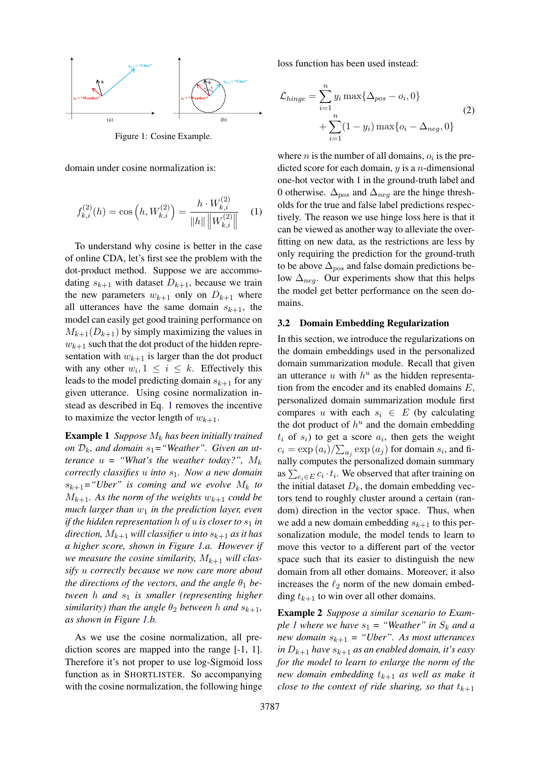(a)

(b)

$s_1$ = "Weather"

$s_{k+1}$ = "Uber"

h

Figure 1: Cosine Example.

domain under cosine normalization is:

$$f_{k,i}^{(2)}(h) = \cos\left(h, W_{k,i}^{(2)}\right) = \frac{h \cdot W_{k,i}^{(2)}}{\|h\| \left\|W_{k,i}^{(2)}\right\|} \quad (1)$$

To understand why cosine is better in the case of online CDA, let's first see the problem with the dot-product method. Suppose we are accommodating $s_{k+1}$ with dataset $D_{k+1}$, because we train the new parameters $w_{k+1}$ only on $D_{k+1}$ where all utterances have the same domain $s_{k+1}$, the model can easily get good training performance on $M_{k+1}(D_{k+1})$ by simply maximizing the values in $w_{k+1}$ such that the dot product of the hidden representation with $w_{k+1}$ is larger than the dot product with any other $w_i, 1 \leq i \leq k$. Effectively this leads to the model predicting domain $s_{k+1}$ for any given utterance. Using cosine normalization instead as described in Eq. 1 removes the incentive to maximize the vector length of $w_{k+1}$.

**Example 1** *Suppose $M_k$ has been initially trained on $\mathcal{D}_k$, and domain $s_1$="Weather". Given an utterance $u$ = "What's the weather today?", $M_k$ correctly classifies $u$ into $s_1$. Now a new domain $s_{k+1}$="Uber" is coming and we evolve $M_k$ to $M_{k+1}$. As the norm of the weights $w_{k+1}$ could be much larger than $w_1$ in the prediction layer, even if the hidden representation $h$ of $u$ is closer to $s_1$ in direction, $M_{k+1}$ will classifier $u$ into $s_{k+1}$ as it has a higher score, shown in Figure 1.a. However if we measure the cosine similarity, $M_{k+1}$ will classify $u$ correctly because we now care more about the directions of the vectors, and the angle $\theta_1$ between $h$ and $s_1$ is smaller (representing higher similarity) than the angle $\theta_2$ between $h$ and $s_{k+1}$, as shown in Figure 1.b.*

As we use the cosine normalization, all prediction scores are mapped into the range [-1, 1]. Therefore it's not proper to use log-Sigmoid loss function as in SHORTLISTER. So accompanying with the cosine normalization, the following hinge loss function has been used instead:

$$\mathcal{L}_{hinge} = \sum_{i=1}^{n} y_i \max\{\Delta_{pos} - o_i, 0\} + \sum_{i=1}^{n} (1 - y_i) \max\{o_i - \Delta_{neg}, 0\} \quad (2)$$

where $n$ is the number of all domains, $o_i$ is the predicted score for each domain, $y$ is a $n$-dimensional one-hot vector with 1 in the ground-truth label and 0 otherwise. $\Delta_{pos}$ and $\Delta_{neg}$ are the hinge thresholds for the true and false label predictions respectively. The reason we use hinge loss here is that it can be viewed as another way to alleviate the overfitting on new data, as the restrictions are less by only requiring the prediction for the ground-truth to be above $\Delta_{pos}$ and false domain predictions below $\Delta_{neg}$. Our experiments show that this helps the model get better performance on the seen domains.

### 3.2 Domain Embedding Regularization

In this section, we introduce the regularizations on the domain embeddings used in the personalized domain summarization module. Recall that given an utterance $u$ with $h^u$ as the hidden representation from the encoder and its enabled domains $E$, personalized domain summarization module first compares $u$ with each $s_i \in E$ (by calculating the dot product of $h^u$ and the domain embedding $t_i$ of $s_i$) to get a score $a_i$, then gets the weight $c_i = \exp(a_i)/\sum_{a_j} \exp(a_j)$ for domain $s_i$, and finally computes the personalized domain summary as $\sum_{e_i \in E} c_i \cdot t_i$. We observed that after training on the initial dataset $D_k$, the domain embedding vectors tend to roughly cluster around a certain (random) direction in the vector space. Thus, when we add a new domain embedding $s_{k+1}$ to this personalization module, the model tends to learn to move this vector to a different part of the vector space such that its easier to distinguish the new domain from all other domains. Moreover, it also increases the $\ell_2$ norm of the new domain embedding $t_{k+1}$ to win over all other domains.

**Example 2** *Suppose a similar scenario to Example 1 where we have $s_1$ = "Weather" in $S_k$ and a new domain $s_{k+1}$ = "Uber". As most utterances in $D_{k+1}$ have $s_{k+1}$ as an enabled domain, it's easy for the model to learn to enlarge the norm of the new domain embedding $t_{k+1}$ as well as make it close to the context of ride sharing, so that $t_{k+1}$*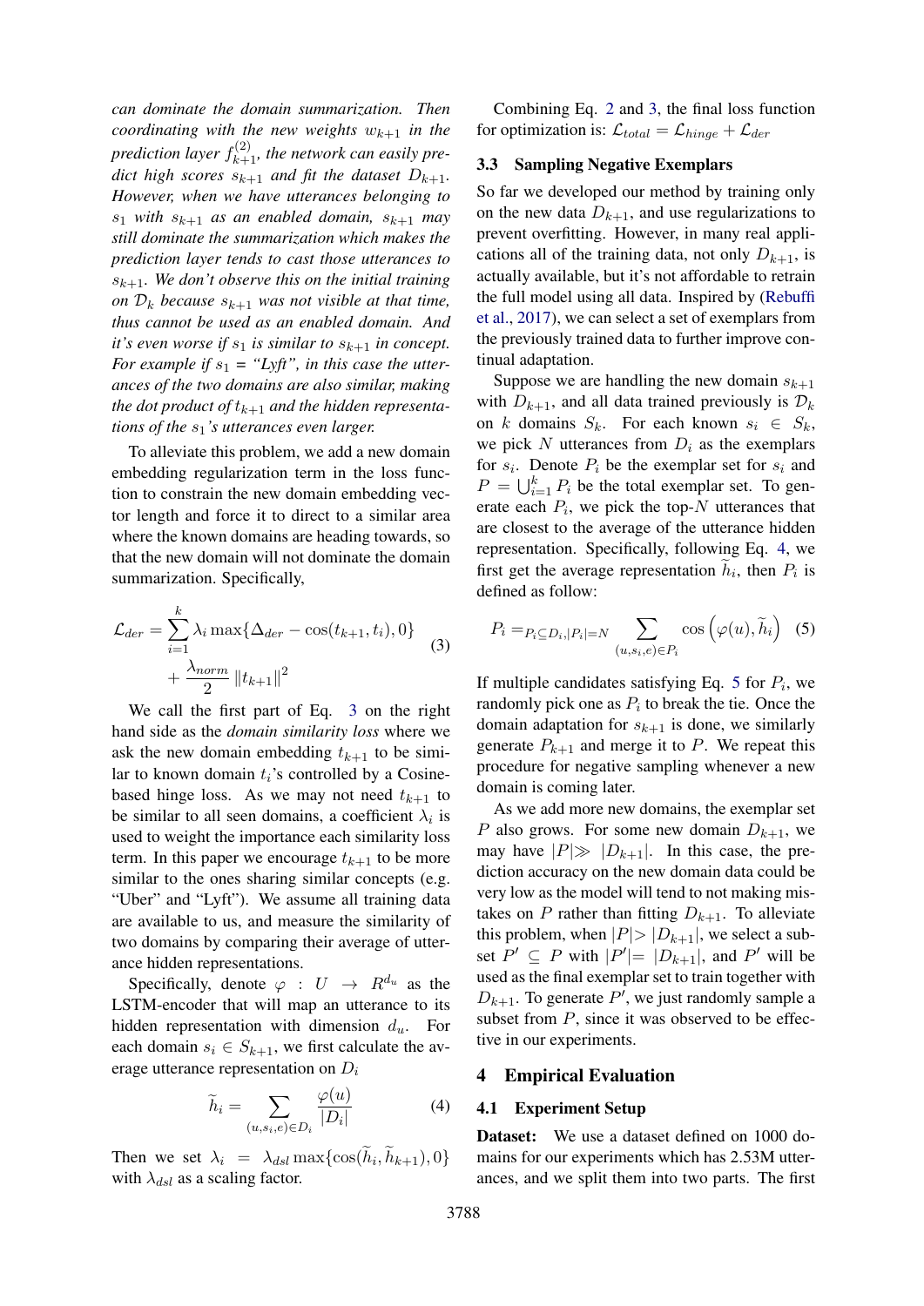*can dominate the domain summarization. Then coordinating with the new weights $w_{k+1}$ in the prediction layer $f^{(2)}_{k+1}$, the network can easily predict high scores $s_{k+1}$ and fit the dataset $D_{k+1}$. However, when we have utterances belonging to $s_1$ with $s_{k+1}$ as an enabled domain, $s_{k+1}$ may still dominate the summarization which makes the prediction layer tends to cast those utterances to $s_{k+1}$. We don't observe this on the initial training on $\mathcal{D}_k$ because $s_{k+1}$ was not visible at that time, thus cannot be used as an enabled domain. And it's even worse if $s_1$ is similar to $s_{k+1}$ in concept. For example if $s_1$ = "Lyft", in this case the utterances of the two domains are also similar, making the dot product of $t_{k+1}$ and the hidden representations of the $s_1$'s utterances even larger.*

To alleviate this problem, we add a new domain embedding regularization term in the loss function to constrain the new domain embedding vector length and force it to direct to a similar area where the known domains are heading towards, so that the new domain will not dominate the domain summarization. Specifically,

$$\mathcal{L}_{der} = \sum_{i=1}^{k} \lambda_i \max\{\Delta_{der} - \cos(t_{k+1}, t_i), 0\} + \frac{\lambda_{norm}}{2} \|t_{k+1}\|^2 \tag{3}$$

We call the first part of Eq. 3 on the right hand side as the *domain similarity loss* where we ask the new domain embedding $t_{k+1}$ to be similar to known domain $t_i$'s controlled by a Cosine-based hinge loss. As we may not need $t_{k+1}$ to be similar to all seen domains, a coefficient $\lambda_i$ is used to weight the importance each similarity loss term. In this paper we encourage $t_{k+1}$ to be more similar to the ones sharing similar concepts (e.g. "Uber" and "Lyft"). We assume all training data are available to us, and measure the similarity of two domains by comparing their average of utterance hidden representations.

Specifically, denote $\varphi : U \rightarrow R^{d_u}$ as the LSTM-encoder that will map an utterance to its hidden representation with dimension $d_u$. For each domain $s_i \in S_{k+1}$, we first calculate the average utterance representation on $D_i$

$$\widetilde{h}_i = \sum_{(u, s_i, e) \in D_i} \frac{\varphi(u)}{|D_i|} \tag{4}$$

Then we set $\lambda_i = \lambda_{dsl} \max\{\cos(\widetilde{h}_i, \widetilde{h}_{k+1}), 0\}$ with $\lambda_{dsl}$ as a scaling factor.

Combining Eq. 2 and 3, the final loss function for optimization is: $\mathcal{L}_{total} = \mathcal{L}_{hinge} + \mathcal{L}_{der}$

### 3.3 Sampling Negative Exemplars

So far we developed our method by training only on the new data $D_{k+1}$, and use regularizations to prevent overfitting. However, in many real applications all of the training data, not only $D_{k+1}$, is actually available, but it's not affordable to retrain the full model using all data. Inspired by (Rebuffi et al., 2017), we can select a set of exemplars from the previously trained data to further improve continual adaptation.

Suppose we are handling the new domain $s_{k+1}$ with $D_{k+1}$, and all data trained previously is $\mathcal{D}_k$ on $k$ domains $S_k$. For each known $s_i \in S_k$, we pick $N$ utterances from $D_i$ as the exemplars for $s_i$. Denote $P_i$ be the exemplar set for $s_i$ and $P = \bigcup_{i=1}^{k} P_i$ be the total exemplar set. To generate each $P_i$, we pick the top-$N$ utterances that are closest to the average of the utterance hidden representation. Specifically, following Eq. 4, we first get the average representation $\widetilde{h}_i$, then $P_i$ is defined as follow:

$$P_i =_{P_i \subseteq D_i, |P_i| = N} \sum_{(u, s_i, e) \in P_i} \cos\left(\varphi(u), \widetilde{h}_i\right) \tag{5}$$

If multiple candidates satisfying Eq. 5 for $P_i$, we randomly pick one as $P_i$ to break the tie. Once the domain adaptation for $s_{k+1}$ is done, we similarly generate $P_{k+1}$ and merge it to $P$. We repeat this procedure for negative sampling whenever a new domain is coming later.

As we add more new domains, the exemplar set $P$ also grows. For some new domain $D_{k+1}$, we may have $|P| \gg |D_{k+1}|$. In this case, the prediction accuracy on the new domain data could be very low as the model will tend to not making mistakes on $P$ rather than fitting $D_{k+1}$. To alleviate this problem, when $|P| > |D_{k+1}|$, we select a subset $P' \subseteq P$ with $|P'| = |D_{k+1}|$, and $P'$ will be used as the final exemplar set to train together with $D_{k+1}$. To generate $P'$, we just randomly sample a subset from $P$, since it was observed to be effective in our experiments.

## 4 Empirical Evaluation

### 4.1 Experiment Setup

**Dataset:** We use a dataset defined on 1000 domains for our experiments which has 2.53M utterances, and we split them into two parts. The first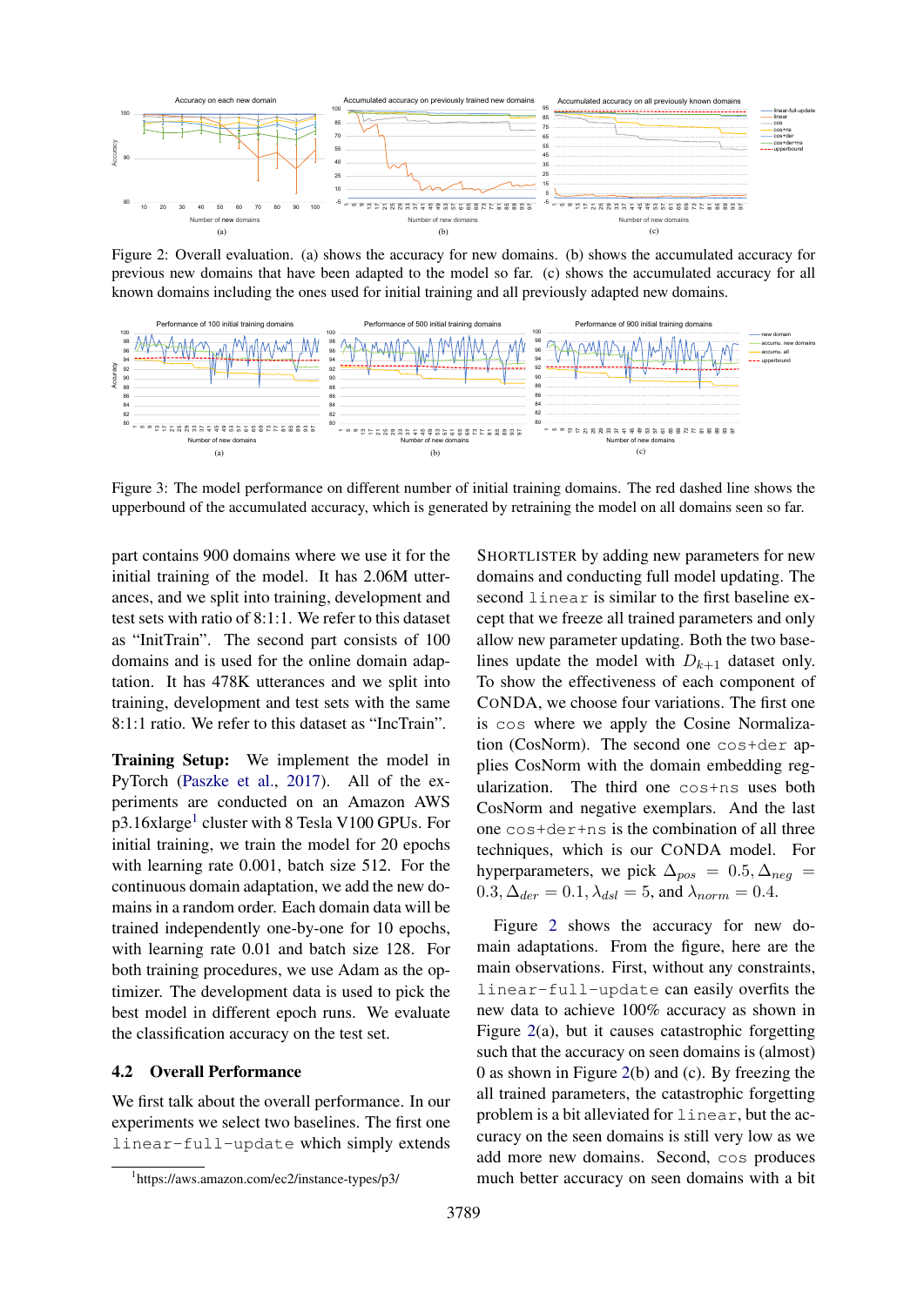Accuracy on each new domain

100
90
80
Accuracy
10 20 30 40 50 60 70 80 90 100
Number of new domains
(a)

Accumulated accuracy on previously trained new domains

100
85
70
55
40
25
10
-5
Number of new domains
(b)

Accumulated accuracy on all previously known domains

95
85
75
65
55
45
35
25
15
5
-5
Number of new domains
(c)

linear-full-update
linear
cos
cos+ns
cos+der
cos+der+ns
upperbound

Figure 2: Overall evaluation. (a) shows the accuracy for new domains. (b) shows the accumulated accuracy for previous new domains that have been adapted to the model so far. (c) shows the accumulated accuracy for all known domains including the ones used for initial training and all previously adapted new domains.

Performance of 100 initial training domains

100
98
96
94
92
90
88
86
84
82
80
Accuracy
Number of new domains
(a)

Performance of 500 initial training domains

100
98
96
94
92
90
88
86
84
82
80
Number of new domains
(b)

Performance of 900 initial training domains

100
98
96
94
92
90
88
86
84
82
80
Number of new domains
(c)

new domain
accumu. new domains
accumu. all
upperbound

Figure 3: The model performance on different number of initial training domains. The red dashed line shows the upperbound of the accumulated accuracy, which is generated by retraining the model on all domains seen so far.

part contains 900 domains where we use it for the initial training of the model. It has 2.06M utterances, and we split into training, development and test sets with ratio of 8:1:1. We refer to this dataset as "InitTrain". The second part consists of 100 domains and is used for the online domain adaptation. It has 478K utterances and we split into training, development and test sets with the same 8:1:1 ratio. We refer to this dataset as "IncTrain".

**Training Setup:** We implement the model in PyTorch (Paszke et al., 2017). All of the experiments are conducted on an Amazon AWS p3.16xlarge[1] cluster with 8 Tesla V100 GPUs. For initial training, we train the model for 20 epochs with learning rate 0.001, batch size 512. For the continuous domain adaptation, we add the new domains in a random order. Each domain data will be trained independently one-by-one for 10 epochs, with learning rate 0.01 and batch size 128. For both training procedures, we use Adam as the optimizer. The development data is used to pick the best model in different epoch runs. We evaluate the classification accuracy on the test set.

## 4.2 Overall Performance

We first talk about the overall performance. In our experiments we select two baselines. The first one `linear-full-update` which simply extends SHORTLISTER by adding new parameters for new domains and conducting full model updating. The second `linear` is similar to the first baseline except that we freeze all trained parameters and only allow new parameter updating. Both the two baselines update the model with $D_{k+1}$ dataset only. To show the effectiveness of each component of CONDA, we choose four variations. The first one is `cos` where we apply the Cosine Normalization (CosNorm). The second one `cos+der` applies CosNorm with the domain embedding regularization. The third one `cos+ns` uses both CosNorm and negative exemplars. And the last one `cos+der+ns` is the combination of all three techniques, which is our CONDA model. For hyperparameters, we pick $\Delta_{pos} = 0.5, \Delta_{neg} = 0.3, \Delta_{der} = 0.1, \lambda_{dsl} = 5$, and $\lambda_{norm} = 0.4$.

Figure 2 shows the accuracy for new domain adaptations. From the figure, here are the main observations. First, without any constraints, `linear-full-update` can easily overfits the new data to achieve 100% accuracy as shown in Figure 2(a), but it causes catastrophic forgetting such that the accuracy on seen domains is (almost) 0 as shown in Figure 2(b) and (c). By freezing the all trained parameters, the catastrophic forgetting problem is a bit alleviated for `linear`, but the accuracy on the seen domains is still very low as we add more new domains. Second, `cos` produces much better accuracy on seen domains with a bit

[1]https://aws.amazon.com/ec2/instance-types/p3/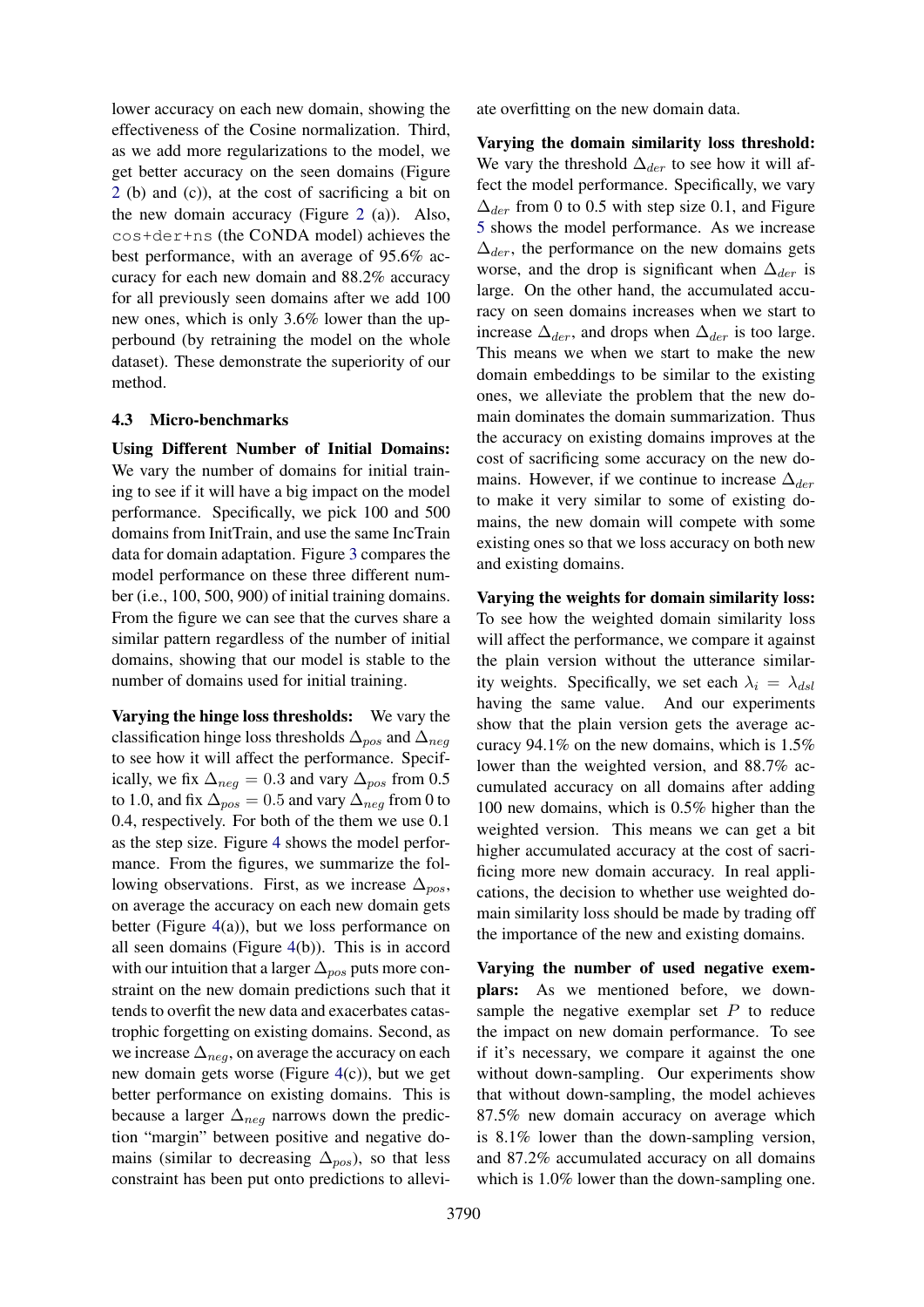lower accuracy on each new domain, showing the effectiveness of the Cosine normalization. Third, as we add more regularizations to the model, we get better accuracy on the seen domains (Figure 2 (b) and (c)), at the cost of sacrificing a bit on the new domain accuracy (Figure 2 (a)). Also, `cos+der+ns` (the CONDA model) achieves the best performance, with an average of 95.6% accuracy for each new domain and 88.2% accuracy for all previously seen domains after we add 100 new ones, which is only 3.6% lower than the upperbound (by retraining the model on the whole dataset). These demonstrate the superiority of our method.

### 4.3 Micro-benchmarks

**Using Different Number of Initial Domains:** We vary the number of domains for initial training to see if it will have a big impact on the model performance. Specifically, we pick 100 and 500 domains from InitTrain, and use the same IncTrain data for domain adaptation. Figure 3 compares the model performance on these three different number (i.e., 100, 500, 900) of initial training domains. From the figure we can see that the curves share a similar pattern regardless of the number of initial domains, showing that our model is stable to the number of domains used for initial training.

**Varying the hinge loss thresholds:** We vary the classification hinge loss thresholds $\Delta_{pos}$ and $\Delta_{neg}$ to see how it will affect the performance. Specifically, we fix $\Delta_{neg} = 0.3$ and vary $\Delta_{pos}$ from 0.5 to 1.0, and fix $\Delta_{pos} = 0.5$ and vary $\Delta_{neg}$ from 0 to 0.4, respectively. For both of the them we use 0.1 as the step size. Figure 4 shows the model performance. From the figures, we summarize the following observations. First, as we increase $\Delta_{pos}$, on average the accuracy on each new domain gets better (Figure 4(a)), but we loss performance on all seen domains (Figure 4(b)). This is in accord with our intuition that a larger $\Delta_{pos}$ puts more constraint on the new domain predictions such that it tends to overfit the new data and exacerbates catastrophic forgetting on existing domains. Second, as we increase $\Delta_{neg}$, on average the accuracy on each new domain gets worse (Figure 4(c)), but we get better performance on existing domains. This is because a larger $\Delta_{neg}$ narrows down the prediction "margin" between positive and negative domains (similar to decreasing $\Delta_{pos}$), so that less constraint has been put onto predictions to alleviate overfitting on the new domain data.

**Varying the domain similarity loss threshold:** We vary the threshold $\Delta_{der}$ to see how it will affect the model performance. Specifically, we vary $\Delta_{der}$ from 0 to 0.5 with step size 0.1, and Figure 5 shows the model performance. As we increase $\Delta_{der}$, the performance on the new domains gets worse, and the drop is significant when $\Delta_{der}$ is large. On the other hand, the accumulated accuracy on seen domains increases when we start to increase $\Delta_{der}$, and drops when $\Delta_{der}$ is too large. This means we when we start to make the new domain embeddings to be similar to the existing ones, we alleviate the problem that the new domain dominates the domain summarization. Thus the accuracy on existing domains improves at the cost of sacrificing some accuracy on the new domains. However, if we continue to increase $\Delta_{der}$ to make it very similar to some of existing domains, the new domain will compete with some existing ones so that we loss accuracy on both new and existing domains.

**Varying the weights for domain similarity loss:** To see how the weighted domain similarity loss will affect the performance, we compare it against the plain version without the utterance similarity weights. Specifically, we set each $\lambda_i = \lambda_{dsl}$ having the same value. And our experiments show that the plain version gets the average accuracy 94.1% on the new domains, which is 1.5% lower than the weighted version, and 88.7% accumulated accuracy on all domains after adding 100 new domains, which is 0.5% higher than the weighted version. This means we can get a bit higher accumulated accuracy at the cost of sacrificing more new domain accuracy. In real applications, the decision to whether use weighted domain similarity loss should be made by trading off the importance of the new and existing domains.

**Varying the number of used negative exemplars:** As we mentioned before, we down-sample the negative exemplar set $P$ to reduce the impact on new domain performance. To see if it's necessary, we compare it against the one without down-sampling. Our experiments show that without down-sampling, the model achieves 87.5% new domain accuracy on average which is 8.1% lower than the down-sampling version, and 87.2% accumulated accuracy on all domains which is 1.0% lower than the down-sampling one.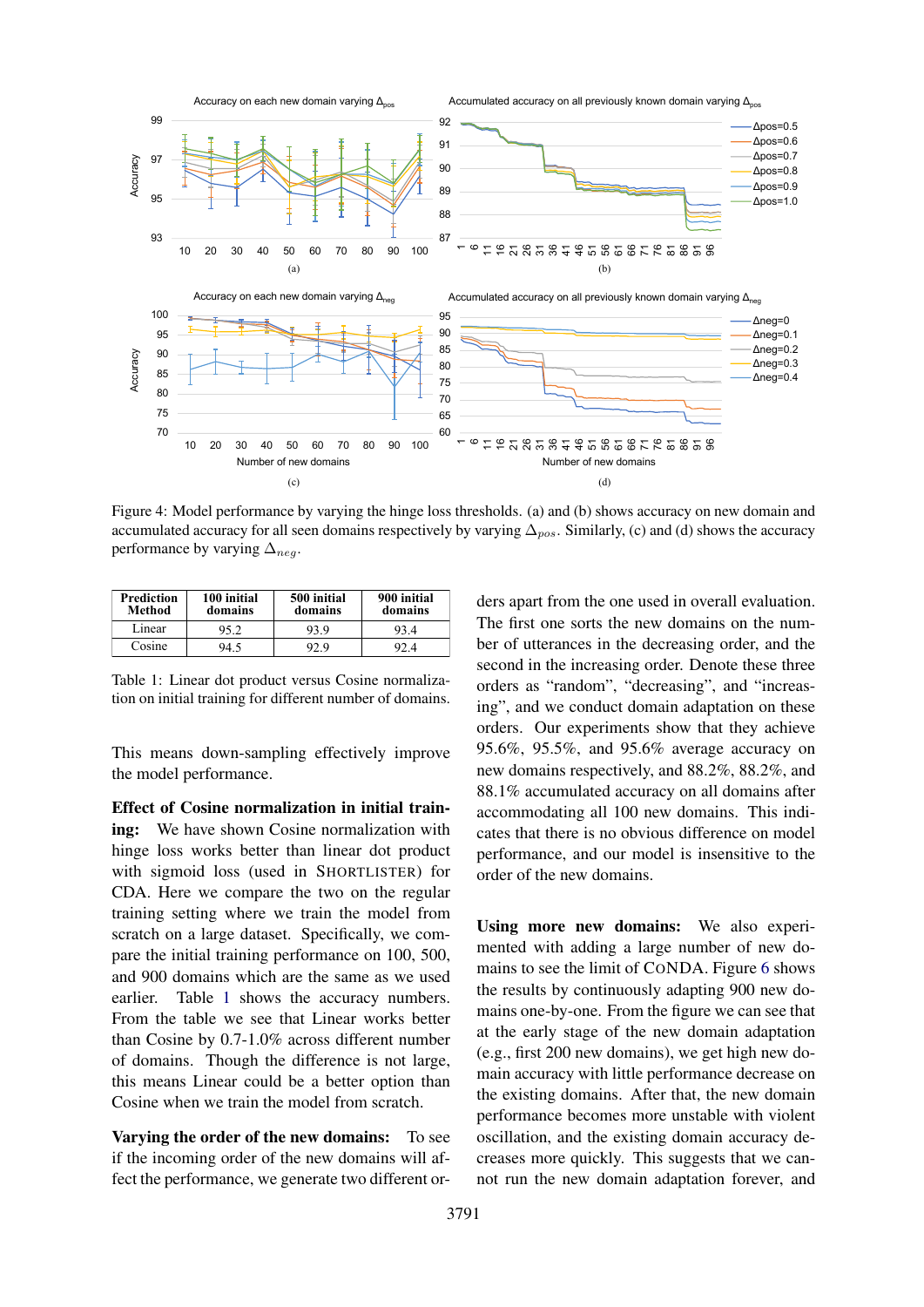Figure 4: Model performance by varying the hinge loss thresholds. (a) and (b) shows accuracy on new domain and accumulated accuracy for all seen domains respectively by varying $\Delta_{pos}$. Similarly, (c) and (d) shows the accuracy performance by varying $\Delta_{neg}$.

| Prediction Method | 100 initial domains | 500 initial domains | 900 initial domains |
|---|---|---|---|
| Linear | 95.2 | 93.9 | 93.4 |
| Cosine | 94.5 | 92.9 | 92.4 |

Table 1: Linear dot product versus Cosine normalization on initial training for different number of domains.

This means down-sampling effectively improve the model performance.

**Effect of Cosine normalization in initial training:** We have shown Cosine normalization with hinge loss works better than linear dot product with sigmoid loss (used in SHORTLISTER) for CDA. Here we compare the two on the regular training setting where we train the model from scratch on a large dataset. Specifically, we compare the initial training performance on 100, 500, and 900 domains which are the same as we used earlier. Table 1 shows the accuracy numbers. From the table we see that Linear works better than Cosine by 0.7-1.0% across different number of domains. Though the difference is not large, this means Linear could be a better option than Cosine when we train the model from scratch.

**Varying the order of the new domains:** To see if the incoming order of the new domains will affect the performance, we generate two different orders apart from the one used in overall evaluation. The first one sorts the new domains on the number of utterances in the decreasing order, and the second in the increasing order. Denote these three orders as "random", "decreasing", and "increasing", and we conduct domain adaptation on these orders. Our experiments show that they achieve 95.6%, 95.5%, and 95.6% average accuracy on new domains respectively, and 88.2%, 88.2%, and 88.1% accumulated accuracy on all domains after accommodating all 100 new domains. This indicates that there is no obvious difference on model performance, and our model is insensitive to the order of the new domains.

**Using more new domains:** We also experimented with adding a large number of new domains to see the limit of CONDA. Figure 6 shows the results by continuously adapting 900 new domains one-by-one. From the figure we can see that at the early stage of the new domain adaptation (e.g., first 200 new domains), we get high new domain accuracy with little performance decrease on the existing domains. After that, the new domain performance becomes more unstable with violent oscillation, and the existing domain accuracy decreases more quickly. This suggests that we cannot run the new domain adaptation forever, and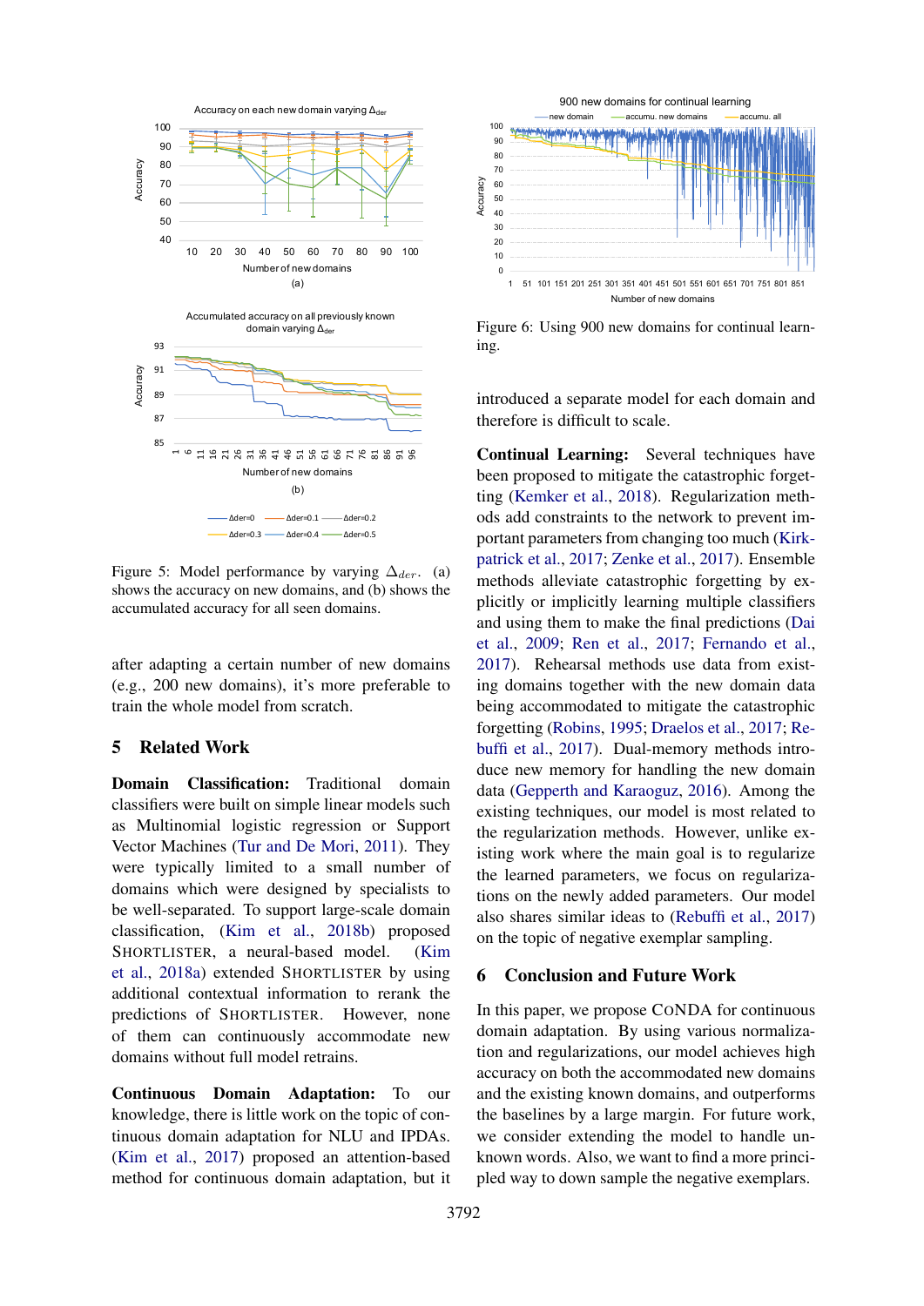Accuracy on each new domain varying $\Delta_{der}$

100
90
80
70
60
50
40

Accuracy

10 20 30 40 50 60 70 80 90 100

Number of new domains

(a)

Accumulated accuracy on all previously known domain varying $\Delta_{der}$

93
91
89
87
85

Accuracy

1 6 11 16 21 26 31 36 41 46 51 56 61 66 71 76 81 86 91 96

Number of new domains

(b)

Δder=0 Δder=0.1 Δder=0.2
Δder=0.3 Δder=0.4 Δder=0.5

Figure 5: Model performance by varying $\Delta_{der}$. (a) shows the accuracy on new domains, and (b) shows the accumulated accuracy for all seen domains.

after adapting a certain number of new domains (e.g., 200 new domains), it's more preferable to train the whole model from scratch.

## 5 Related Work

**Domain Classification:** Traditional domain classifiers were built on simple linear models such as Multinomial logistic regression or Support Vector Machines (Tur and De Mori, 2011). They were typically limited to a small number of domains which were designed by specialists to be well-separated. To support large-scale domain classification, (Kim et al., 2018b) proposed SHORTLISTER, a neural-based model. (Kim et al., 2018a) extended SHORTLISTER by using additional contextual information to rerank the predictions of SHORTLISTER. However, none of them can continuously accommodate new domains without full model retrains.

**Continuous Domain Adaptation:** To our knowledge, there is little work on the topic of continuous domain adaptation for NLU and IPDAs. (Kim et al., 2017) proposed an attention-based method for continuous domain adaptation, but it introduced a separate model for each domain and therefore is difficult to scale.

900 new domains for continual learning

new domain accumu. new domains accumu. all

100
90
80
70
60
50
40
30
20
10
0

Accuracy

1 51 101 151 201 251 301 351 401 451 501 551 601 651 701 751 801 851

Number of new domains

Figure 6: Using 900 new domains for continual learning.

**Continual Learning:** Several techniques have been proposed to mitigate the catastrophic forgetting (Kemker et al., 2018). Regularization methods add constraints to the network to prevent important parameters from changing too much (Kirkpatrick et al., 2017; Zenke et al., 2017). Ensemble methods alleviate catastrophic forgetting by explicitly or implicitly learning multiple classifiers and using them to make the final predictions (Dai et al., 2009; Ren et al., 2017; Fernando et al., 2017). Rehearsal methods use data from existing domains together with the new domain data being accommodated to mitigate the catastrophic forgetting (Robins, 1995; Draelos et al., 2017; Rebuffi et al., 2017). Dual-memory methods introduce new memory for handling the new domain data (Gepperth and Karaoguz, 2016). Among the existing techniques, our model is most related to the regularization methods. However, unlike existing work where the main goal is to regularize the learned parameters, we focus on regularizations on the newly added parameters. Our model also shares similar ideas to (Rebuffi et al., 2017) on the topic of negative exemplar sampling.

## 6 Conclusion and Future Work

In this paper, we propose CONDA for continuous domain adaptation. By using various normalization and regularizations, our model achieves high accuracy on both the accommodated new domains and the existing known domains, and outperforms the baselines by a large margin. For future work, we consider extending the model to handle unknown words. Also, we want to find a more principled way to down sample the negative exemplars.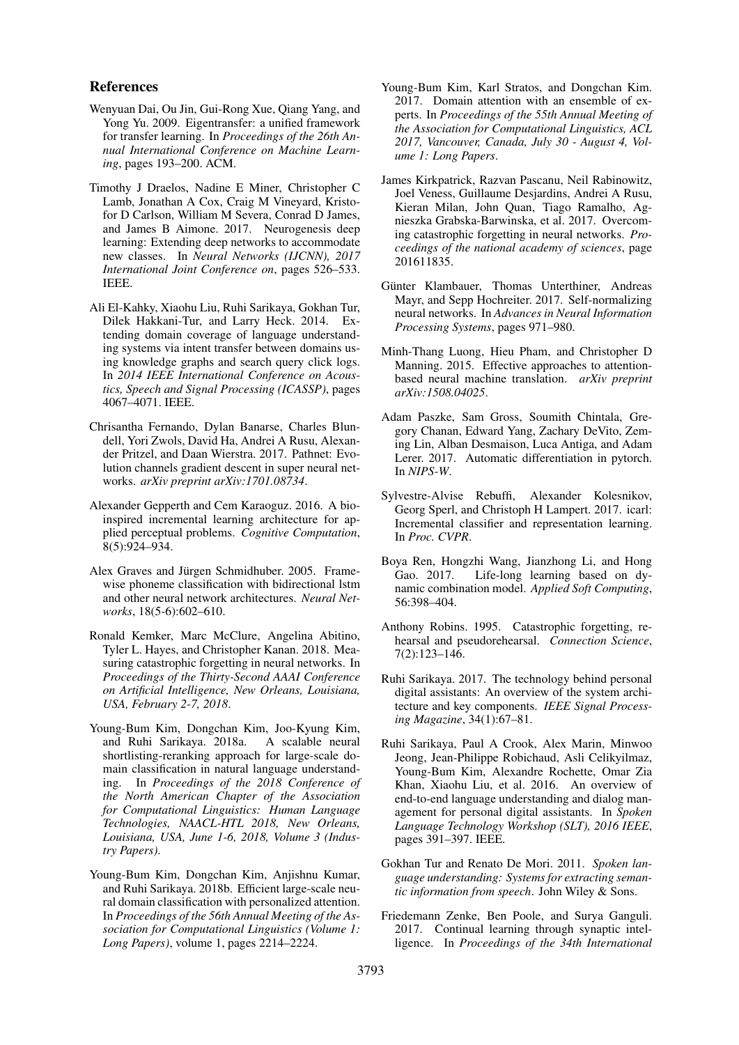## References

Wenyuan Dai, Ou Jin, Gui-Rong Xue, Qiang Yang, and Yong Yu. 2009. Eigentransfer: a unified framework for transfer learning. In *Proceedings of the 26th Annual International Conference on Machine Learning*, pages 193–200. ACM.

Timothy J Draelos, Nadine E Miner, Christopher C Lamb, Jonathan A Cox, Craig M Vineyard, Kristofor D Carlson, William M Severa, Conrad D James, and James B Aimone. 2017. Neurogenesis deep learning: Extending deep networks to accommodate new classes. In *Neural Networks (IJCNN), 2017 International Joint Conference on*, pages 526–533. IEEE.

Ali El-Kahky, Xiaohu Liu, Ruhi Sarikaya, Gokhan Tur, Dilek Hakkani-Tur, and Larry Heck. 2014. Extending domain coverage of language understanding systems via intent transfer between domains using knowledge graphs and search query click logs. In *2014 IEEE International Conference on Acoustics, Speech and Signal Processing (ICASSP)*, pages 4067–4071. IEEE.

Chrisantha Fernando, Dylan Banarse, Charles Blundell, Yori Zwols, David Ha, Andrei A Rusu, Alexander Pritzel, and Daan Wierstra. 2017. Pathnet: Evolution channels gradient descent in super neural networks. *arXiv preprint arXiv:1701.08734*.

Alexander Gepperth and Cem Karaoguz. 2016. A bio-inspired incremental learning architecture for applied perceptual problems. *Cognitive Computation*, 8(5):924–934.

Alex Graves and Jürgen Schmidhuber. 2005. Framewise phoneme classification with bidirectional lstm and other neural network architectures. *Neural Networks*, 18(5-6):602–610.

Ronald Kemker, Marc McClure, Angelina Abitino, Tyler L. Hayes, and Christopher Kanan. 2018. Measuring catastrophic forgetting in neural networks. In *Proceedings of the Thirty-Second AAAI Conference on Artificial Intelligence, New Orleans, Louisiana, USA, February 2-7, 2018*.

Young-Bum Kim, Dongchan Kim, Joo-Kyung Kim, and Ruhi Sarikaya. 2018a. A scalable neural shortlisting-reranking approach for large-scale domain classification in natural language understanding. In *Proceedings of the 2018 Conference of the North American Chapter of the Association for Computational Linguistics: Human Language Technologies, NAACL-HTL 2018, New Orleans, Louisiana, USA, June 1-6, 2018, Volume 3 (Industry Papers)*.

Young-Bum Kim, Dongchan Kim, Anjishnu Kumar, and Ruhi Sarikaya. 2018b. Efficient large-scale neural domain classification with personalized attention. In *Proceedings of the 56th Annual Meeting of the Association for Computational Linguistics (Volume 1: Long Papers)*, volume 1, pages 2214–2224.

Young-Bum Kim, Karl Stratos, and Dongchan Kim. 2017. Domain attention with an ensemble of experts. In *Proceedings of the 55th Annual Meeting of the Association for Computational Linguistics, ACL 2017, Vancouver, Canada, July 30 - August 4, Volume 1: Long Papers*.

James Kirkpatrick, Razvan Pascanu, Neil Rabinowitz, Joel Veness, Guillaume Desjardins, Andrei A Rusu, Kieran Milan, John Quan, Tiago Ramalho, Agnieszka Grabska-Barwinska, et al. 2017. Overcoming catastrophic forgetting in neural networks. *Proceedings of the national academy of sciences*, page 201611835.

Günter Klambauer, Thomas Unterthiner, Andreas Mayr, and Sepp Hochreiter. 2017. Self-normalizing neural networks. In *Advances in Neural Information Processing Systems*, pages 971–980.

Minh-Thang Luong, Hieu Pham, and Christopher D Manning. 2015. Effective approaches to attention-based neural machine translation. *arXiv preprint arXiv:1508.04025*.

Adam Paszke, Sam Gross, Soumith Chintala, Gregory Chanan, Edward Yang, Zachary DeVito, Zeming Lin, Alban Desmaison, Luca Antiga, and Adam Lerer. 2017. Automatic differentiation in pytorch. In *NIPS-W*.

Sylvestre-Alvise Rebuffi, Alexander Kolesnikov, Georg Sperl, and Christoph H Lampert. 2017. icarl: Incremental classifier and representation learning. In *Proc. CVPR*.

Boya Ren, Hongzhi Wang, Jianzhong Li, and Hong Gao. 2017. Life-long learning based on dynamic combination model. *Applied Soft Computing*, 56:398–404.

Anthony Robins. 1995. Catastrophic forgetting, rehearsal and pseudorehearsal. *Connection Science*, 7(2):123–146.

Ruhi Sarikaya. 2017. The technology behind personal digital assistants: An overview of the system architecture and key components. *IEEE Signal Processing Magazine*, 34(1):67–81.

Ruhi Sarikaya, Paul A Crook, Alex Marin, Minwoo Jeong, Jean-Philippe Robichaud, Asli Celikyilmaz, Young-Bum Kim, Alexandre Rochette, Omar Zia Khan, Xiaohu Liu, et al. 2016. An overview of end-to-end language understanding and dialog management for personal digital assistants. In *Spoken Language Technology Workshop (SLT), 2016 IEEE*, pages 391–397. IEEE.

Gokhan Tur and Renato De Mori. 2011. *Spoken language understanding: Systems for extracting semantic information from speech*. John Wiley & Sons.

Friedemann Zenke, Ben Poole, and Surya Ganguli. 2017. Continual learning through synaptic intelligence. In *Proceedings of the 34th International*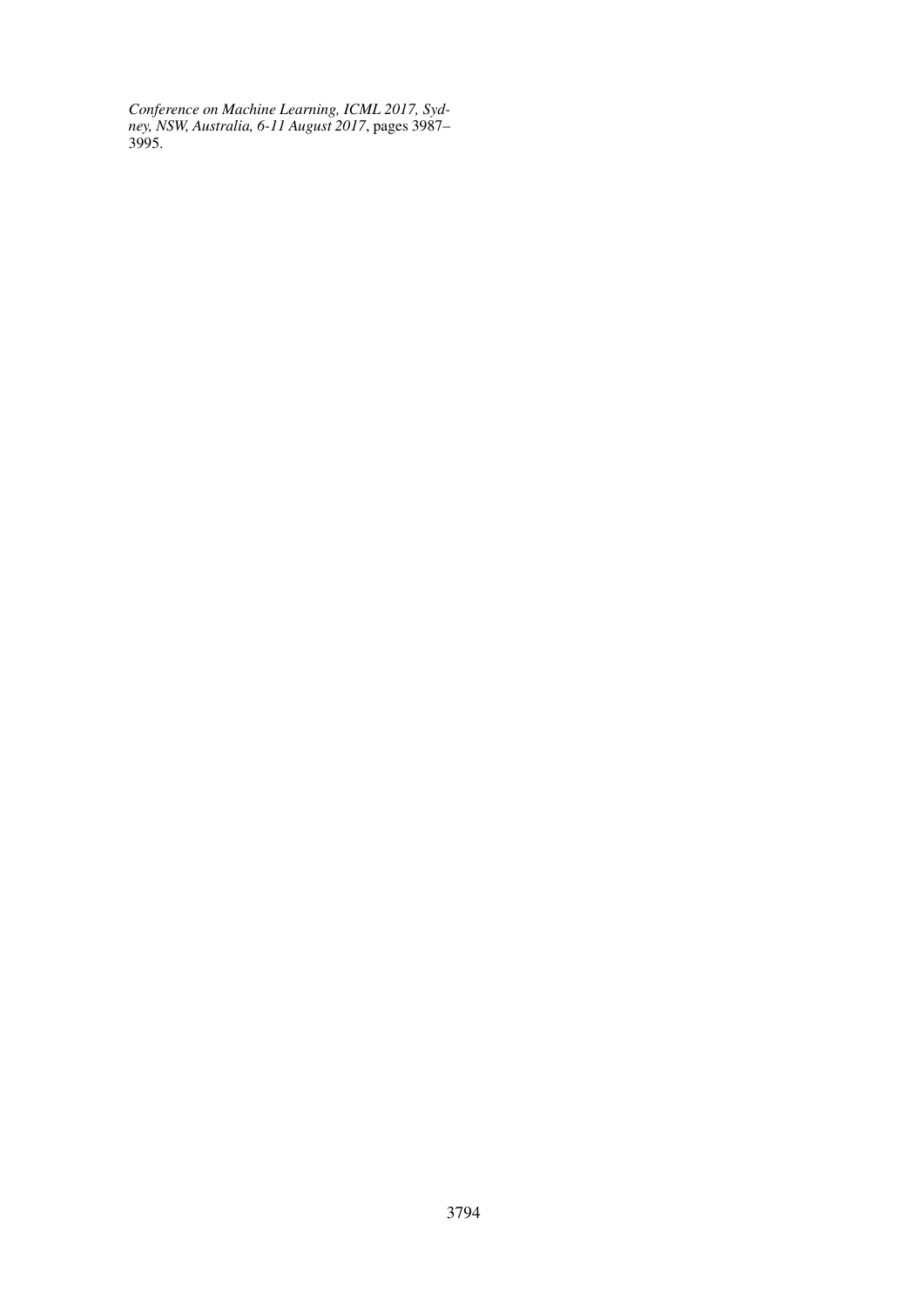*Conference on Machine Learning, ICML 2017, Sydney, NSW, Australia, 6-11 August 2017*, pages 3987–3995.